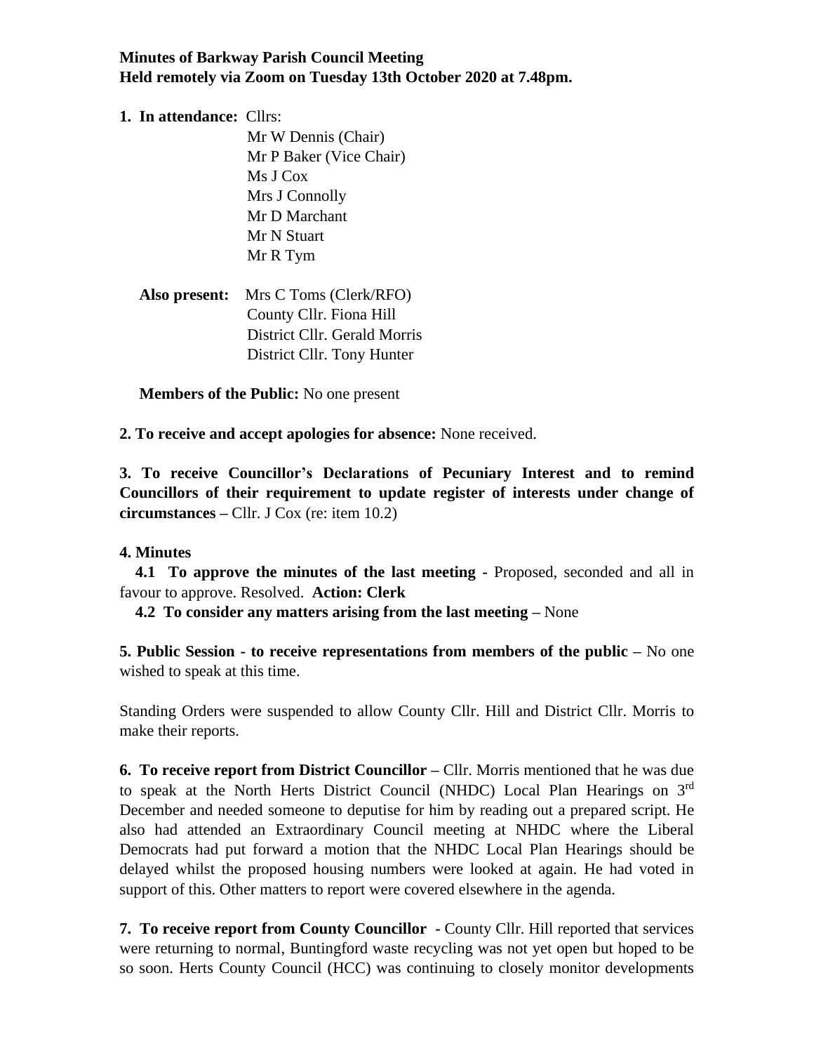**Minutes of Barkway Parish Council Meeting**
**Held remotely via Zoom on Tuesday 13th October 2020 at 7.48pm.**

**1. In attendance:** Cllrs:
Mr W Dennis (Chair)
Mr P Baker (Vice Chair)
Ms J Cox
Mrs J Connolly
Mr D Marchant
Mr N Stuart
Mr R Tym

**Also present:** Mrs C Toms (Clerk/RFO)
County Cllr. Fiona Hill
District Cllr. Gerald Morris
District Cllr. Tony Hunter

**Members of the Public:** No one present

**2. To receive and accept apologies for absence:** None received.

**3. To receive Councillor's Declarations of Pecuniary Interest and to remind Councillors of their requirement to update register of interests under change of circumstances –** Cllr. J Cox (re: item 10.2)

**4. Minutes**

**4.1 To approve the minutes of the last meeting -** Proposed, seconded and all in favour to approve. Resolved. **Action: Clerk**

**4.2 To consider any matters arising from the last meeting –** None

**5. Public Session - to receive representations from members of the public –** No one wished to speak at this time.

Standing Orders were suspended to allow County Cllr. Hill and District Cllr. Morris to make their reports.

**6. To receive report from District Councillor –** Cllr. Morris mentioned that he was due to speak at the North Herts District Council (NHDC) Local Plan Hearings on 3rd December and needed someone to deputise for him by reading out a prepared script. He also had attended an Extraordinary Council meeting at NHDC where the Liberal Democrats had put forward a motion that the NHDC Local Plan Hearings should be delayed whilst the proposed housing numbers were looked at again. He had voted in support of this. Other matters to report were covered elsewhere in the agenda.

**7. To receive report from County Councillor -** County Cllr. Hill reported that services were returning to normal, Buntingford waste recycling was not yet open but hoped to be so soon. Herts County Council (HCC) was continuing to closely monitor developments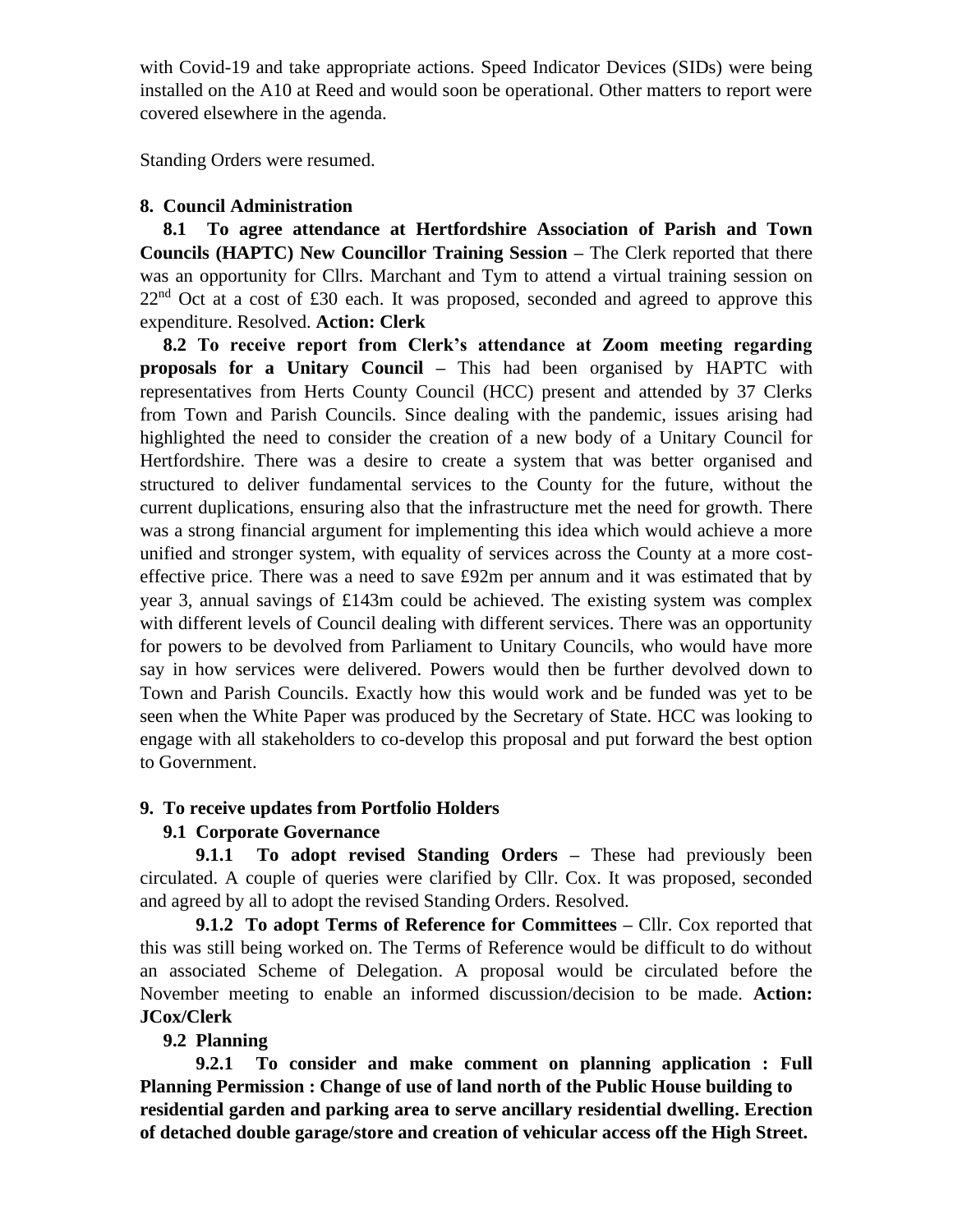with Covid-19 and take appropriate actions. Speed Indicator Devices (SIDs) were being installed on the A10 at Reed and would soon be operational. Other matters to report were covered elsewhere in the agenda.

Standing Orders were resumed.

**8. Council Administration**

**8.1 To agree attendance at Hertfordshire Association of Parish and Town Councils (HAPTC) New Councillor Training Session –** The Clerk reported that there was an opportunity for Cllrs. Marchant and Tym to attend a virtual training session on 22nd Oct at a cost of £30 each. It was proposed, seconded and agreed to approve this expenditure. Resolved. **Action: Clerk**

**8.2 To receive report from Clerk's attendance at Zoom meeting regarding proposals for a Unitary Council –** This had been organised by HAPTC with representatives from Herts County Council (HCC) present and attended by 37 Clerks from Town and Parish Councils. Since dealing with the pandemic, issues arising had highlighted the need to consider the creation of a new body of a Unitary Council for Hertfordshire. There was a desire to create a system that was better organised and structured to deliver fundamental services to the County for the future, without the current duplications, ensuring also that the infrastructure met the need for growth. There was a strong financial argument for implementing this idea which would achieve a more unified and stronger system, with equality of services across the County at a more cost-effective price. There was a need to save £92m per annum and it was estimated that by year 3, annual savings of £143m could be achieved. The existing system was complex with different levels of Council dealing with different services. There was an opportunity for powers to be devolved from Parliament to Unitary Councils, who would have more say in how services were delivered. Powers would then be further devolved down to Town and Parish Councils. Exactly how this would work and be funded was yet to be seen when the White Paper was produced by the Secretary of State. HCC was looking to engage with all stakeholders to co-develop this proposal and put forward the best option to Government.

**9. To receive updates from Portfolio Holders**

**9.1 Corporate Governance**

**9.1.1 To adopt revised Standing Orders –** These had previously been circulated. A couple of queries were clarified by Cllr. Cox. It was proposed, seconded and agreed by all to adopt the revised Standing Orders. Resolved.

**9.1.2 To adopt Terms of Reference for Committees –** Cllr. Cox reported that this was still being worked on. The Terms of Reference would be difficult to do without an associated Scheme of Delegation. A proposal would be circulated before the November meeting to enable an informed discussion/decision to be made. **Action: JCox/Clerk**

**9.2 Planning**

**9.2.1 To consider and make comment on planning application : Full Planning Permission : Change of use of land north of the Public House building to residential garden and parking area to serve ancillary residential dwelling. Erection of detached double garage/store and creation of vehicular access off the High Street.**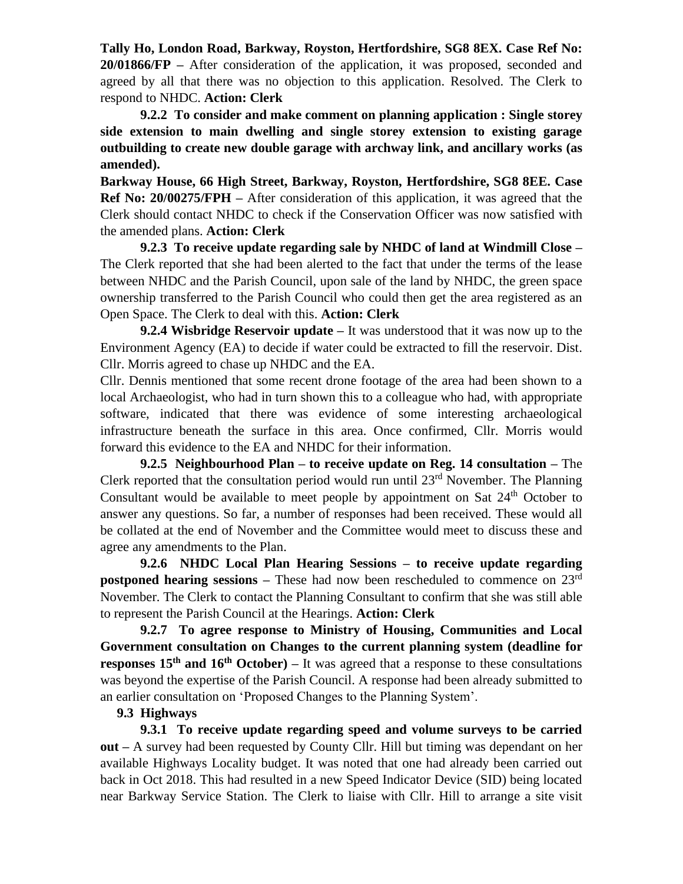**Tally Ho, London Road, Barkway, Royston, Hertfordshire, SG8 8EX. Case Ref No: 20/01866/FP –** After consideration of the application, it was proposed, seconded and agreed by all that there was no objection to this application. Resolved. The Clerk to respond to NHDC. **Action: Clerk**

**9.2.2 To consider and make comment on planning application : Single storey side extension to main dwelling and single storey extension to existing garage outbuilding to create new double garage with archway link, and ancillary works (as amended).**

**Barkway House, 66 High Street, Barkway, Royston, Hertfordshire, SG8 8EE. Case Ref No: 20/00275/FPH –** After consideration of this application, it was agreed that the Clerk should contact NHDC to check if the Conservation Officer was now satisfied with the amended plans. **Action: Clerk**

**9.2.3 To receive update regarding sale by NHDC of land at Windmill Close –** The Clerk reported that she had been alerted to the fact that under the terms of the lease between NHDC and the Parish Council, upon sale of the land by NHDC, the green space ownership transferred to the Parish Council who could then get the area registered as an Open Space. The Clerk to deal with this. **Action: Clerk**

**9.2.4 Wisbridge Reservoir update –** It was understood that it was now up to the Environment Agency (EA) to decide if water could be extracted to fill the reservoir. Dist. Cllr. Morris agreed to chase up NHDC and the EA.

Cllr. Dennis mentioned that some recent drone footage of the area had been shown to a local Archaeologist, who had in turn shown this to a colleague who had, with appropriate software, indicated that there was evidence of some interesting archaeological infrastructure beneath the surface in this area. Once confirmed, Cllr. Morris would forward this evidence to the EA and NHDC for their information.

**9.2.5 Neighbourhood Plan – to receive update on Reg. 14 consultation –** The Clerk reported that the consultation period would run until 23rd November. The Planning Consultant would be available to meet people by appointment on Sat 24th October to answer any questions. So far, a number of responses had been received. These would all be collated at the end of November and the Committee would meet to discuss these and agree any amendments to the Plan.

**9.2.6 NHDC Local Plan Hearing Sessions – to receive update regarding postponed hearing sessions –** These had now been rescheduled to commence on 23rd November. The Clerk to contact the Planning Consultant to confirm that she was still able to represent the Parish Council at the Hearings. **Action: Clerk**

**9.2.7 To agree response to Ministry of Housing, Communities and Local Government consultation on Changes to the current planning system (deadline for responses 15th and 16th October) –** It was agreed that a response to these consultations was beyond the expertise of the Parish Council. A response had been already submitted to an earlier consultation on 'Proposed Changes to the Planning System'.

**9.3 Highways**

**9.3.1 To receive update regarding speed and volume surveys to be carried out –** A survey had been requested by County Cllr. Hill but timing was dependant on her available Highways Locality budget. It was noted that one had already been carried out back in Oct 2018. This had resulted in a new Speed Indicator Device (SID) being located near Barkway Service Station. The Clerk to liaise with Cllr. Hill to arrange a site visit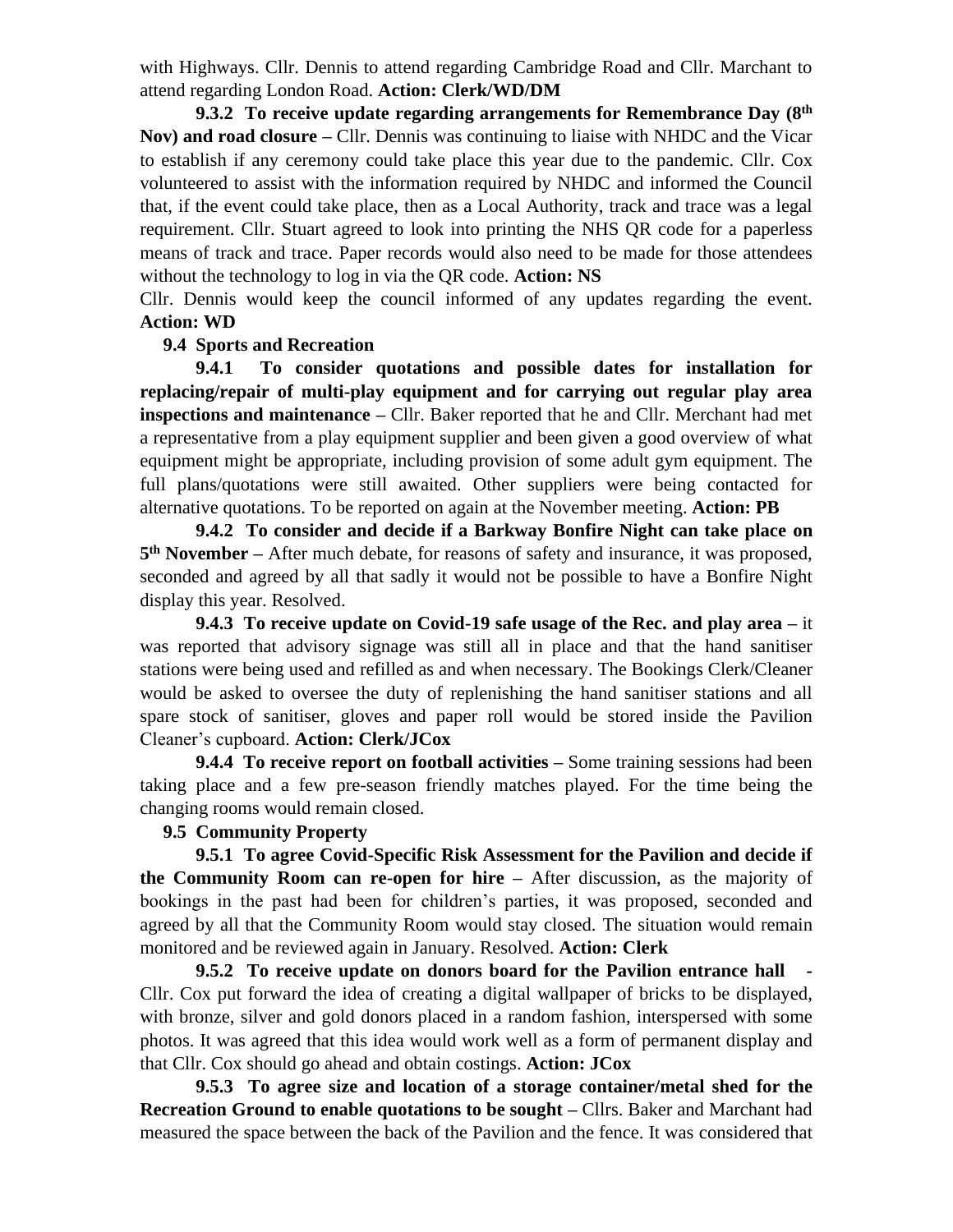with Highways. Cllr. Dennis to attend regarding Cambridge Road and Cllr. Marchant to attend regarding London Road. **Action: Clerk/WD/DM**

**9.3.2 To receive update regarding arrangements for Remembrance Day (8th Nov) and road closure –** Cllr. Dennis was continuing to liaise with NHDC and the Vicar to establish if any ceremony could take place this year due to the pandemic. Cllr. Cox volunteered to assist with the information required by NHDC and informed the Council that, if the event could take place, then as a Local Authority, track and trace was a legal requirement. Cllr. Stuart agreed to look into printing the NHS QR code for a paperless means of track and trace. Paper records would also need to be made for those attendees without the technology to log in via the QR code. **Action: NS**

Cllr. Dennis would keep the council informed of any updates regarding the event. **Action: WD**

**9.4 Sports and Recreation**

**9.4.1 To consider quotations and possible dates for installation for replacing/repair of multi-play equipment and for carrying out regular play area inspections and maintenance –** Cllr. Baker reported that he and Cllr. Merchant had met a representative from a play equipment supplier and been given a good overview of what equipment might be appropriate, including provision of some adult gym equipment. The full plans/quotations were still awaited. Other suppliers were being contacted for alternative quotations. To be reported on again at the November meeting. **Action: PB**

**9.4.2 To consider and decide if a Barkway Bonfire Night can take place on 5th November –** After much debate, for reasons of safety and insurance, it was proposed, seconded and agreed by all that sadly it would not be possible to have a Bonfire Night display this year. Resolved.

**9.4.3 To receive update on Covid-19 safe usage of the Rec. and play area –** it was reported that advisory signage was still all in place and that the hand sanitiser stations were being used and refilled as and when necessary. The Bookings Clerk/Cleaner would be asked to oversee the duty of replenishing the hand sanitiser stations and all spare stock of sanitiser, gloves and paper roll would be stored inside the Pavilion Cleaner's cupboard. **Action: Clerk/JCox**

**9.4.4 To receive report on football activities –** Some training sessions had been taking place and a few pre-season friendly matches played. For the time being the changing rooms would remain closed.

**9.5 Community Property**

**9.5.1 To agree Covid-Specific Risk Assessment for the Pavilion and decide if the Community Room can re-open for hire –** After discussion, as the majority of bookings in the past had been for children's parties, it was proposed, seconded and agreed by all that the Community Room would stay closed. The situation would remain monitored and be reviewed again in January. Resolved. **Action: Clerk**

**9.5.2 To receive update on donors board for the Pavilion entrance hall -** Cllr. Cox put forward the idea of creating a digital wallpaper of bricks to be displayed, with bronze, silver and gold donors placed in a random fashion, interspersed with some photos. It was agreed that this idea would work well as a form of permanent display and that Cllr. Cox should go ahead and obtain costings. **Action: JCox**

**9.5.3 To agree size and location of a storage container/metal shed for the Recreation Ground to enable quotations to be sought –** Cllrs. Baker and Marchant had measured the space between the back of the Pavilion and the fence. It was considered that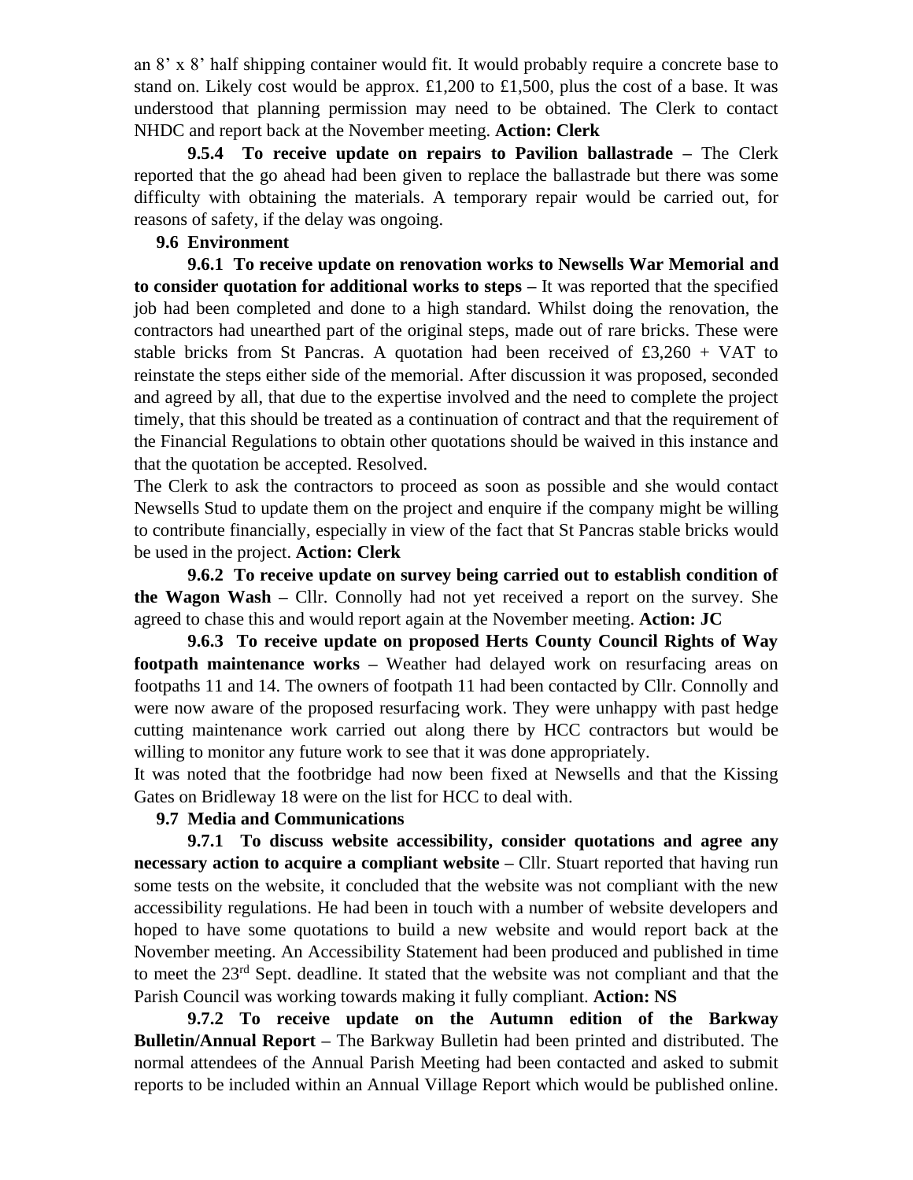an 8' x 8' half shipping container would fit. It would probably require a concrete base to stand on. Likely cost would be approx. £1,200 to £1,500, plus the cost of a base. It was understood that planning permission may need to be obtained. The Clerk to contact NHDC and report back at the November meeting. **Action: Clerk**

**9.5.4 To receive update on repairs to Pavilion ballastrade –** The Clerk reported that the go ahead had been given to replace the ballastrade but there was some difficulty with obtaining the materials. A temporary repair would be carried out, for reasons of safety, if the delay was ongoing.

**9.6 Environment**

**9.6.1 To receive update on renovation works to Newsells War Memorial and to consider quotation for additional works to steps –** It was reported that the specified job had been completed and done to a high standard. Whilst doing the renovation, the contractors had unearthed part of the original steps, made out of rare bricks. These were stable bricks from St Pancras. A quotation had been received of £3,260 + VAT to reinstate the steps either side of the memorial. After discussion it was proposed, seconded and agreed by all, that due to the expertise involved and the need to complete the project timely, that this should be treated as a continuation of contract and that the requirement of the Financial Regulations to obtain other quotations should be waived in this instance and that the quotation be accepted. Resolved.

The Clerk to ask the contractors to proceed as soon as possible and she would contact Newsells Stud to update them on the project and enquire if the company might be willing to contribute financially, especially in view of the fact that St Pancras stable bricks would be used in the project. **Action: Clerk**

**9.6.2 To receive update on survey being carried out to establish condition of the Wagon Wash –** Cllr. Connolly had not yet received a report on the survey. She agreed to chase this and would report again at the November meeting. **Action: JC**

**9.6.3 To receive update on proposed Herts County Council Rights of Way footpath maintenance works –** Weather had delayed work on resurfacing areas on footpaths 11 and 14. The owners of footpath 11 had been contacted by Cllr. Connolly and were now aware of the proposed resurfacing work. They were unhappy with past hedge cutting maintenance work carried out along there by HCC contractors but would be willing to monitor any future work to see that it was done appropriately.

It was noted that the footbridge had now been fixed at Newsells and that the Kissing Gates on Bridleway 18 were on the list for HCC to deal with.

**9.7 Media and Communications**

**9.7.1 To discuss website accessibility, consider quotations and agree any necessary action to acquire a compliant website –** Cllr. Stuart reported that having run some tests on the website, it concluded that the website was not compliant with the new accessibility regulations. He had been in touch with a number of website developers and hoped to have some quotations to build a new website and would report back at the November meeting. An Accessibility Statement had been produced and published in time to meet the 23rd Sept. deadline. It stated that the website was not compliant and that the Parish Council was working towards making it fully compliant. **Action: NS**

**9.7.2 To receive update on the Autumn edition of the Barkway Bulletin/Annual Report –** The Barkway Bulletin had been printed and distributed. The normal attendees of the Annual Parish Meeting had been contacted and asked to submit reports to be included within an Annual Village Report which would be published online.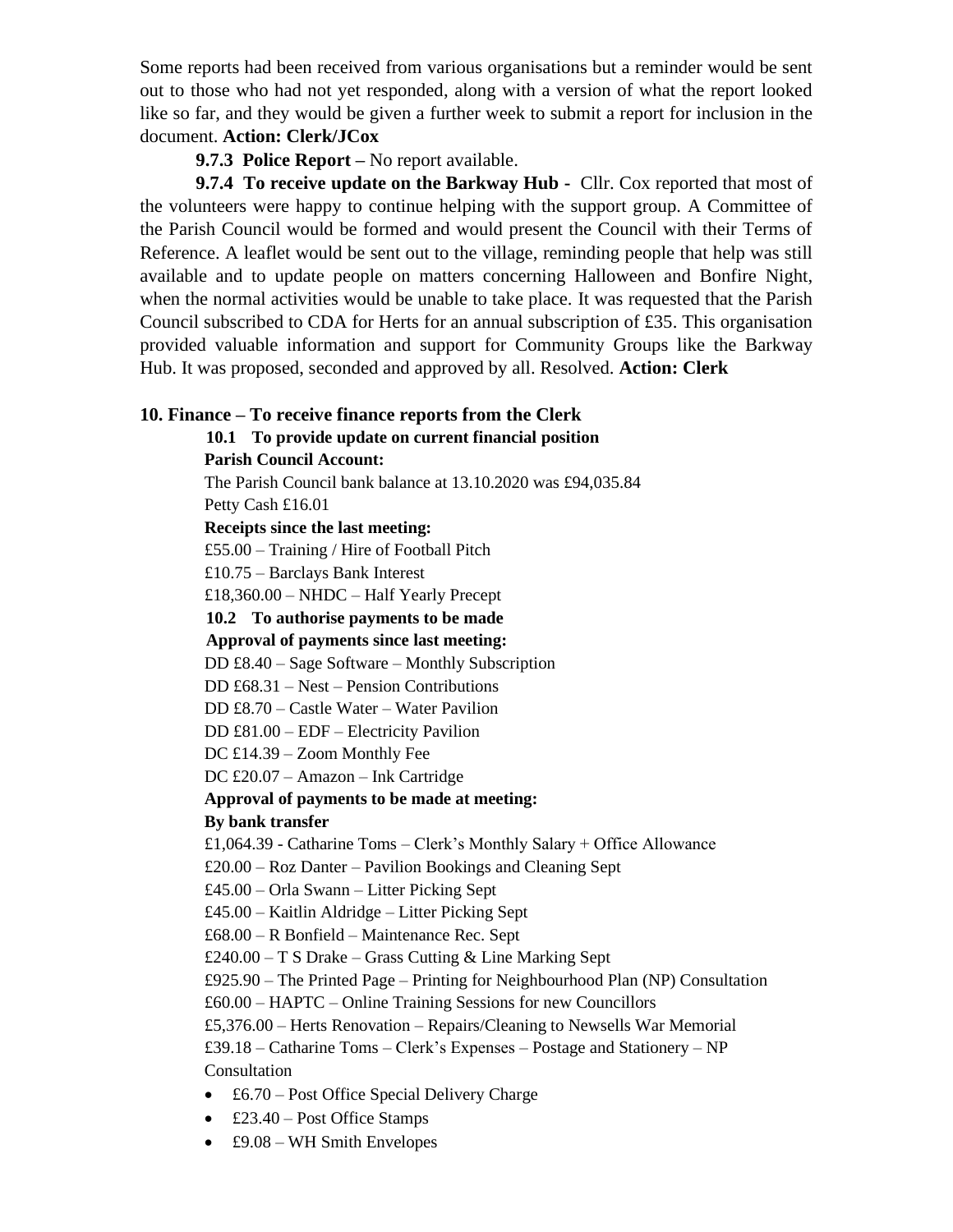Some reports had been received from various organisations but a reminder would be sent out to those who had not yet responded, along with a version of what the report looked like so far, and they would be given a further week to submit a report for inclusion in the document. **Action: Clerk/JCox**

**9.7.3 Police Report –** No report available.

**9.7.4 To receive update on the Barkway Hub -** Cllr. Cox reported that most of the volunteers were happy to continue helping with the support group. A Committee of the Parish Council would be formed and would present the Council with their Terms of Reference. A leaflet would be sent out to the village, reminding people that help was still available and to update people on matters concerning Halloween and Bonfire Night, when the normal activities would be unable to take place. It was requested that the Parish Council subscribed to CDA for Herts for an annual subscription of £35. This organisation provided valuable information and support for Community Groups like the Barkway Hub. It was proposed, seconded and approved by all. Resolved. **Action: Clerk**

## 10. Finance – To receive finance reports from the Clerk

**10.1 To provide update on current financial position**

**Parish Council Account:**

The Parish Council bank balance at 13.10.2020 was £94,035.84

Petty Cash £16.01

**Receipts since the last meeting:**

£55.00 – Training / Hire of Football Pitch

£10.75 – Barclays Bank Interest

£18,360.00 – NHDC – Half Yearly Precept

**10.2 To authorise payments to be made**

**Approval of payments since last meeting:**

DD £8.40 – Sage Software – Monthly Subscription

DD £68.31 – Nest – Pension Contributions

DD £8.70 – Castle Water – Water Pavilion

DD £81.00 – EDF – Electricity Pavilion

DC £14.39 – Zoom Monthly Fee

DC £20.07 – Amazon – Ink Cartridge

**Approval of payments to be made at meeting:**

**By bank transfer**

£1,064.39 - Catharine Toms – Clerk's Monthly Salary + Office Allowance

£20.00 – Roz Danter – Pavilion Bookings and Cleaning Sept

£45.00 – Orla Swann – Litter Picking Sept

£45.00 – Kaitlin Aldridge – Litter Picking Sept

£68.00 – R Bonfield – Maintenance Rec. Sept

£240.00 – T S Drake – Grass Cutting & Line Marking Sept

£925.90 – The Printed Page – Printing for Neighbourhood Plan (NP) Consultation

£60.00 – HAPTC – Online Training Sessions for new Councillors

£5,376.00 – Herts Renovation – Repairs/Cleaning to Newsells War Memorial

£39.18 – Catharine Toms – Clerk's Expenses – Postage and Stationery – NP Consultation

- £6.70 – Post Office Special Delivery Charge
- £23.40 – Post Office Stamps
- £9.08 – WH Smith Envelopes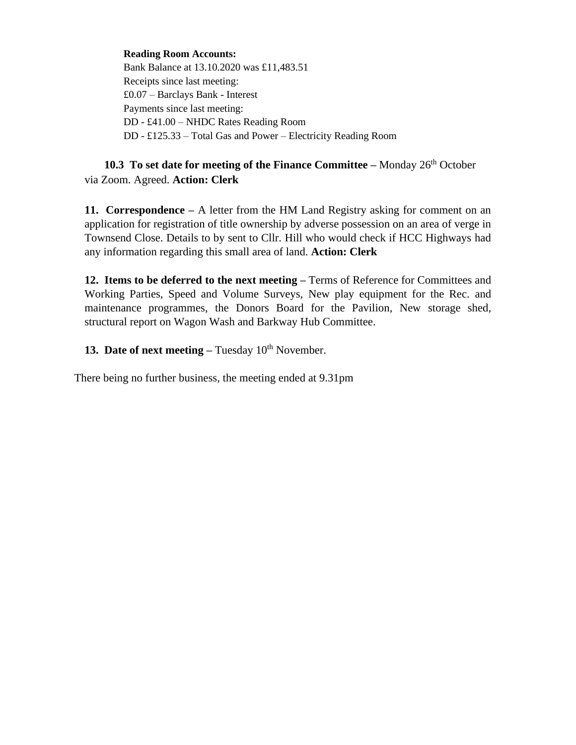**Reading Room Accounts:**

Bank Balance at 13.10.2020 was £11,483.51

Receipts since last meeting:

£0.07 – Barclays Bank - Interest

Payments since last meeting:

DD - £41.00 – NHDC Rates Reading Room

DD - £125.33 – Total Gas and Power – Electricity Reading Room

**10.3 To set date for meeting of the Finance Committee –** Monday 26th October via Zoom. Agreed. **Action: Clerk**

**11. Correspondence –** A letter from the HM Land Registry asking for comment on an application for registration of title ownership by adverse possession on an area of verge in Townsend Close. Details to by sent to Cllr. Hill who would check if HCC Highways had any information regarding this small area of land. **Action: Clerk**

**12. Items to be deferred to the next meeting –** Terms of Reference for Committees and Working Parties, Speed and Volume Surveys, New play equipment for the Rec. and maintenance programmes, the Donors Board for the Pavilion, New storage shed, structural report on Wagon Wash and Barkway Hub Committee.

**13. Date of next meeting –** Tuesday 10th November.

There being no further business, the meeting ended at 9.31pm